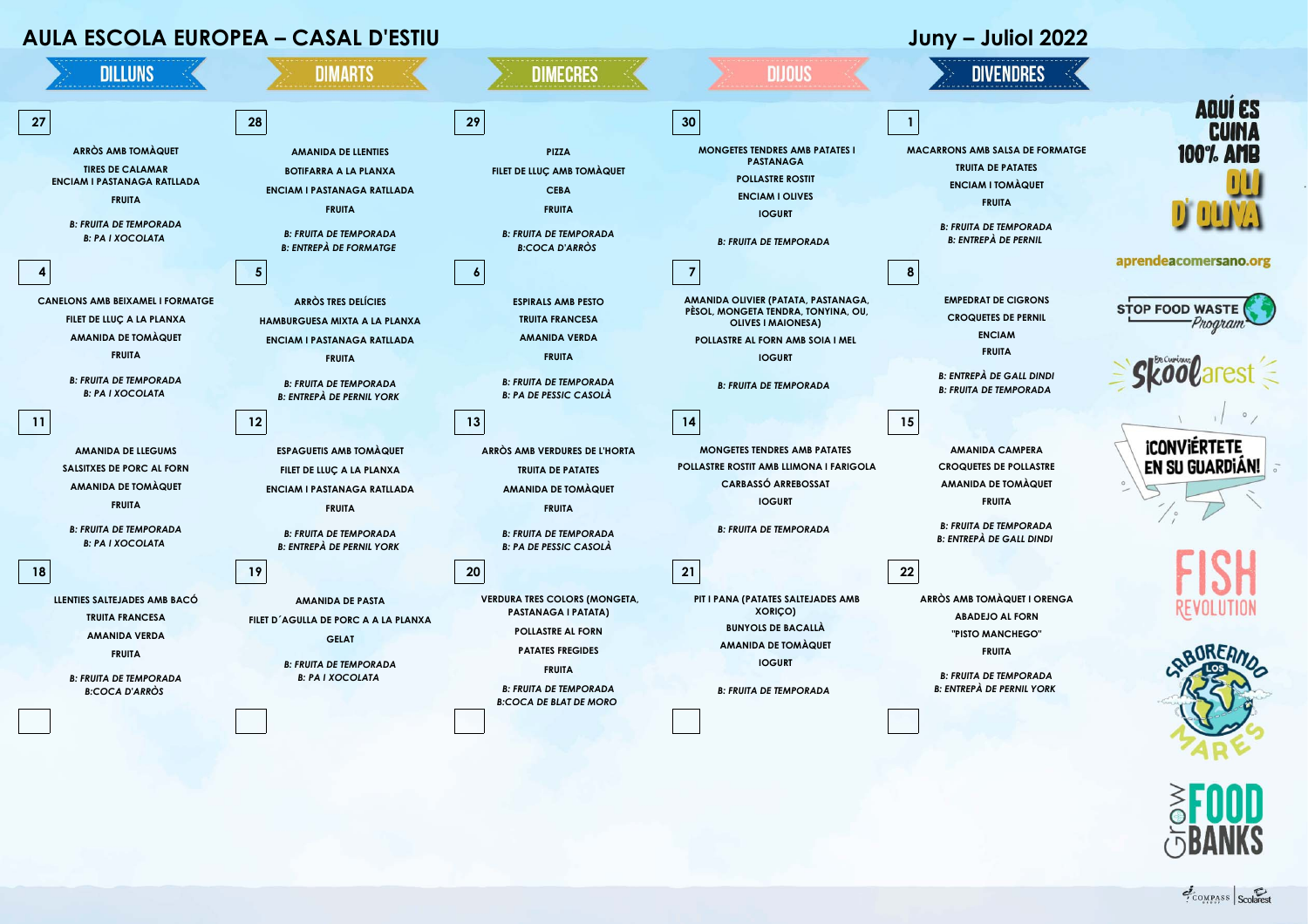# AULA ESCOLA EUROPEA – CASAL D'ESTIU

## Juny – Juliol 2022

| DILLUNS | DIMARTS | DIMECRES | DIJOUS | DIVENDRES |
|---|---|---|---|---|
| **27**<br>ARRÒS AMB TOMÀQUET<br>TIRES DE CALAMAR<br>ENCIAM I PASTANAGA RATLLADA<br>FRUITA<br>*B: FRUITA DE TEMPORADA*<br>*B: PA I XOCOLATA* | **28**<br>AMANIDA DE LLENTIES<br>BOTIFARRA A LA PLANXA<br>ENCIAM I PASTANAGA RATLLADA<br>FRUITA<br>*B: FRUITA DE TEMPORADA*<br>*B: ENTREPÀ DE FORMATGE* | **29**<br>PIZZA<br>FILET DE LLUÇ AMB TOMÀQUET<br>CEBA<br>FRUITA<br>*B: FRUITA DE TEMPORADA*<br>*B:COCA D'ARRÒS* | **30**<br>MONGETES TENDRES AMB PATATES I PASTANAGA<br>POLLASTRE ROSTIT<br>ENCIAM I OLIVES<br>IOGURT<br>*B: FRUITA DE TEMPORADA* | **1**<br>MACARRONS AMB SALSA DE FORMATGE<br>TRUITA DE PATATES<br>ENCIAM I TOMÀQUET<br>FRUITA<br>*B: FRUITA DE TEMPORADA*<br>*B: ENTREPÀ DE PERNIL* |
| **4**<br>CANELONS AMB BEIXAMEL I FORMATGE<br>FILET DE LLUÇ A LA PLANXA<br>AMANIDA DE TOMÀQUET<br>FRUITA<br>*B: FRUITA DE TEMPORADA*<br>*B: PA I XOCOLATA* | **5**<br>ARRÒS TRES DELÍCIES<br>HAMBURGUESA MIXTA A LA PLANXA<br>ENCIAM I PASTANAGA RATLLADA<br>FRUITA<br>*B: FRUITA DE TEMPORADA*<br>*B: ENTREPÀ DE PERNIL YORK* | **6**<br>ESPIRALS AMB PESTO<br>TRUITA FRANCESA<br>AMANIDA VERDA<br>FRUITA<br>*B: FRUITA DE TEMPORADA*<br>*B: PA DE PESSIC CASOLÀ* | **7**<br>AMANIDA OLIVIER (PATATA, PASTANAGA, PÈSOL, MONGETA TENDRA, TONYINA, OU, OLIVES I MAIONESA)<br>POLLASTRE AL FORN AMB SOIA I MEL<br>IOGURT<br>*B: FRUITA DE TEMPORADA* | **8**<br>EMPEDRAT DE CIGRONS<br>CROQUETES DE PERNIL<br>ENCIAM<br>FRUITA<br>*B: ENTREPÀ DE GALL DINDI*<br>*B: FRUITA DE TEMPORADA* |
| **11**<br>AMANIDA DE LLEGUMS<br>SALSITXES DE PORC AL FORN<br>AMANIDA DE TOMÀQUET<br>FRUITA<br>*B: FRUITA DE TEMPORADA*<br>*B: PA I XOCOLATA* | **12**<br>ESPAGUETIS AMB TOMÀQUET<br>FILET DE LLUÇ A LA PLANXA<br>ENCIAM I PASTANAGA RATLLADA<br>FRUITA<br>*B: FRUITA DE TEMPORADA*<br>*B: ENTREPÀ DE PERNIL YORK* | **13**<br>ARRÒS AMB VERDURES DE L'HORTA<br>TRUITA DE PATATES<br>AMANIDA DE TOMÀQUET<br>FRUITA<br>*B: FRUITA DE TEMPORADA*<br>*B: PA DE PESSIC CASOLÀ* | **14**<br>MONGETES TENDRES AMB PATATES<br>POLLASTRE ROSTIT AMB LLIMONA I FARIGOLA<br>CARBASSÓ ARREBOSSAT<br>IOGURT<br>*B: FRUITA DE TEMPORADA* | **15**<br>AMANIDA CAMPERA<br>CROQUETES DE POLLASTRE<br>AMANIDA DE TOMÀQUET<br>FRUITA<br>*B: FRUITA DE TEMPORADA*<br>*B: ENTREPÀ DE GALL DINDI* |
| **18**<br>LLENTIES SALTEJADES AMB BACÓ<br>TRUITA FRANCESA<br>AMANIDA VERDA<br>FRUITA<br>*B: FRUITA DE TEMPORADA*<br>*B:COCA D'ARRÒS* | **19**<br>AMANIDA DE PASTA<br>FILET D´AGULLA DE PORC A A LA PLANXA<br>GELAT<br>*B: FRUITA DE TEMPORADA*<br>*B: PA I XOCOLATA* | **20**<br>VERDURA TRES COLORS (MONGETA, PASTANAGA I PATATA)<br>POLLASTRE AL FORN<br>PATATES FREGIDES<br>FRUITA<br>*B: FRUITA DE TEMPORADA*<br>*B:COCA DE BLAT DE MORO* | **21**<br>PIT I PANA (PATATES SALTEJADES AMB XORIÇO)<br>BUNYOLS DE BACALLÀ<br>AMANIDA DE TOMÀQUET<br>IOGURT<br>*B: FRUITA DE TEMPORADA* | **22**<br>ARRÒS AMB TOMÀQUET I ORENGA<br>ABADEJO AL FORN<br>"PISTO MANCHEGO"<br>FRUITA<br>*B: FRUITA DE TEMPORADA*<br>*B: ENTREPÀ DE PERNIL YORK* |

AQUÍ ES CUINA 100% AMB OLI D' OLIVA

aprendeacomersano.org

STOP FOOD WASTE Program

Skoolarest

¡CONVIÉRTETE EN SU GUARDIÁN!

FISH REVOLUTION

SABOREANDO LOS MARES

Grow FOOD BANKS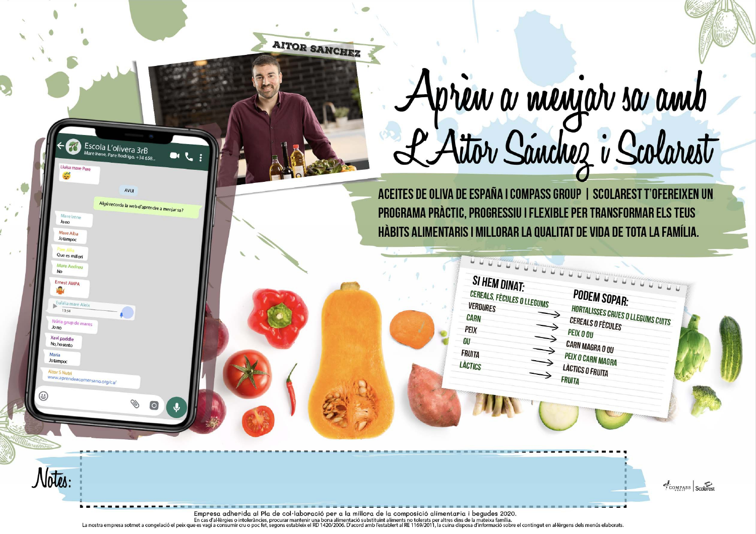AITOR SANCHEZ

# Aprèn a menjar sa amb L'Aitor Sánchez i Scolarest

ACEITES DE OLIVA DE ESPAÑA I COMPASS GROUP | SCOLAREST T'OFEREIXEN UN PROGRAMA PRÀCTIC, PROGRESSIU I FLEXIBLE PER TRANSFORMAR ELS TEUS HÀBITS ALIMENTARIS I MILLORAR LA QUALITAT DE VIDA DE TOTA LA FAMÍLIA.

Escola L'olivera 3rB
Mare Irene, Pare Rodrigo, +34 658...

Lluïsa mare Pere

AVUI

Algú recorda la web d'aprendre a menjar sa?

Mare Irene: Jo no

Mare Alba: Jo tampoc

Pare Jùlia: Que es millori

Mare Andreu: No

Ernest AMPA

Eulàlia mare Aleix: 13:54

Núria grup de mares: Jo no

Xavi paddle: No, ho sento

Maria: Jo tampoc

Aitor S Nutri: www.aprendeacomersano.org/ca/

| SI HEM DINAT: | | PODEM SOPAR: |
|---|---|---|
| CEREALS, FÈCULES O LLEGUMS | → | HORTALISSES CRUES O LLEGUMS CUITS |
| VERDURES | → | CEREALS O FÈCULES |
| CARN | → | PEIX O OU |
| PEIX | → | CARN MAGRA O OU |
| OU | → | PEIX O CARN MAGRA |
| FRUITA | → | LÀCTICS O FRUITA |
| LÀCTICS | → | FRUITA |

Notes:

COMPASS | Scolarest

Empresa adherida al Pla de col·laboració per a la millora de la composició alimentària i begudes 2020.

En cas d'al·lèrgies o intoleràncies, procurar mantenir una bona alimentació substituint aliments no tolerats per altres dins de la mateixa família.

La nostra empresa sotmet a congelació el peix que es vagi a consumir cru o poc fet, segons estableix el RD 1420/2006. D'acord amb l'establert al RE 1169/2011, la cuina disposa d'informació sobre el contingut en al·lèrgens dels menús elaborats.